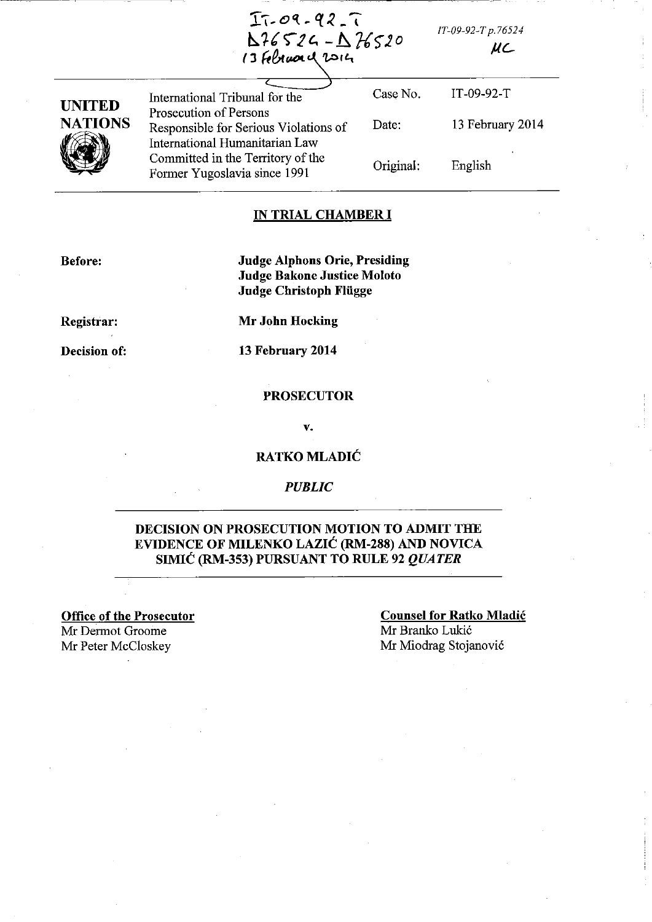IT-09-92-T
D76524 - D76520
13 February 2014

IT-09-92-T p.76524
MC

| UNITED NATIONS | International Tribunal for the Prosecution of Persons Responsible for Serious Violations of International Humanitarian Law Committed in the Territory of the Former Yugoslavia since 1991 | Case No. | IT-09-92-T |
|---|---|---|---|
| | | Date: | 13 February 2014 |
| | | Original: | English |

## IN TRIAL CHAMBER I

**Before:** **Judge Alphons Orie, Presiding**
**Judge Bakone Justice Moloto**
**Judge Christoph Flügge**

**Registrar:** **Mr John Hocking**

**Decision of:** **13 February 2014**

**PROSECUTOR**

**v.**

**RATKO MLADIĆ**

*PUBLIC*

## DECISION ON PROSECUTION MOTION TO ADMIT THE EVIDENCE OF MILENKO LAZIĆ (RM-288) AND NOVICA SIMIĆ (RM-353) PURSUANT TO RULE 92 *QUATER*

**Office of the Prosecutor**
Mr Dermot Groome
Mr Peter McCloskey

**Counsel for Ratko Mladić**
Mr Branko Lukić
Mr Miodrag Stojanović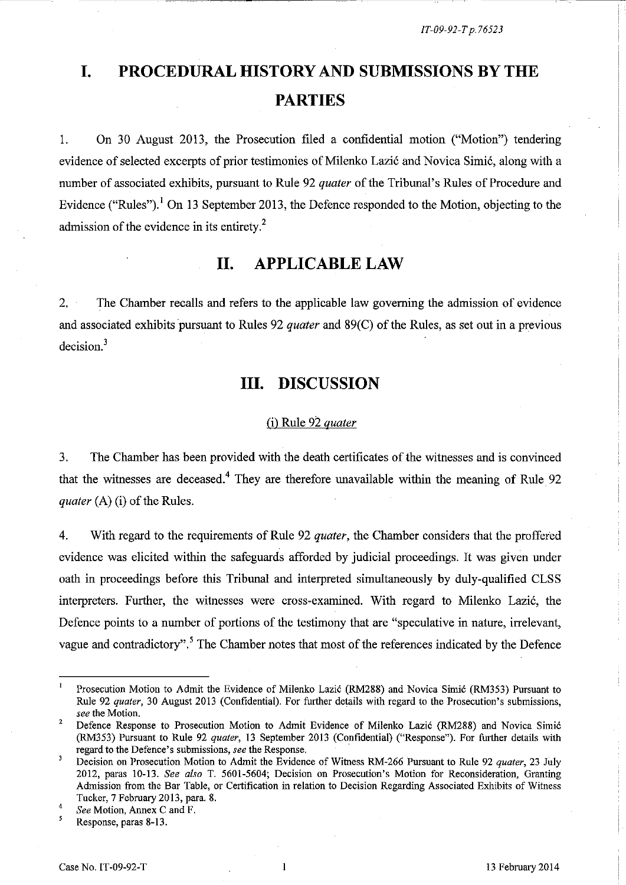# I. PROCEDURAL HISTORY AND SUBMISSIONS BY THE PARTIES

1. On 30 August 2013, the Prosecution filed a confidential motion ("Motion") tendering evidence of selected excerpts of prior testimonies of Milenko Lazić and Novica Simić, along with a number of associated exhibits, pursuant to Rule 92 *quater* of the Tribunal's Rules of Procedure and Evidence ("Rules").[1] On 13 September 2013, the Defence responded to the Motion, objecting to the admission of the evidence in its entirety.[2]

# II. APPLICABLE LAW

2. The Chamber recalls and refers to the applicable law governing the admission of evidence and associated exhibits pursuant to Rules 92 *quater* and 89(C) of the Rules, as set out in a previous decision.[3]

# III. DISCUSSION

## (i) Rule 92 *quater*

3. The Chamber has been provided with the death certificates of the witnesses and is convinced that the witnesses are deceased.[4] They are therefore unavailable within the meaning of Rule 92 *quater* (A) (i) of the Rules.

4. With regard to the requirements of Rule 92 *quater*, the Chamber considers that the proffered evidence was elicited within the safeguards afforded by judicial proceedings. It was given under oath in proceedings before this Tribunal and interpreted simultaneously by duly-qualified CLSS interpreters. Further, the witnesses were cross-examined. With regard to Milenko Lazić, the Defence points to a number of portions of the testimony that are "speculative in nature, irrelevant, vague and contradictory".[5] The Chamber notes that most of the references indicated by the Defence

---

[1] Prosecution Motion to Admit the Evidence of Milenko Lazić (RM288) and Novica Simić (RM353) Pursuant to Rule 92 *quater*, 30 August 2013 (Confidential). For further details with regard to the Prosecution's submissions, *see* the Motion.

[2] Defence Response to Prosecution Motion to Admit Evidence of Milenko Lazić (RM288) and Novica Simić (RM353) Pursuant to Rule 92 *quater*, 13 September 2013 (Confidential) ("Response"). For further details with regard to the Defence's submissions, *see* the Response.

[3] Decision on Prosecution Motion to Admit the Evidence of Witness RM-266 Pursuant to Rule 92 *quater*, 23 July 2012, paras 10-13. *See also* T. 5601-5604; Decision on Prosecution's Motion for Reconsideration, Granting Admission from the Bar Table, or Certification in relation to Decision Regarding Associated Exhibits of Witness Tucker, 7 February 2013, para. 8.

[4] *See* Motion, Annex C and F.

[5] Response, paras 8-13.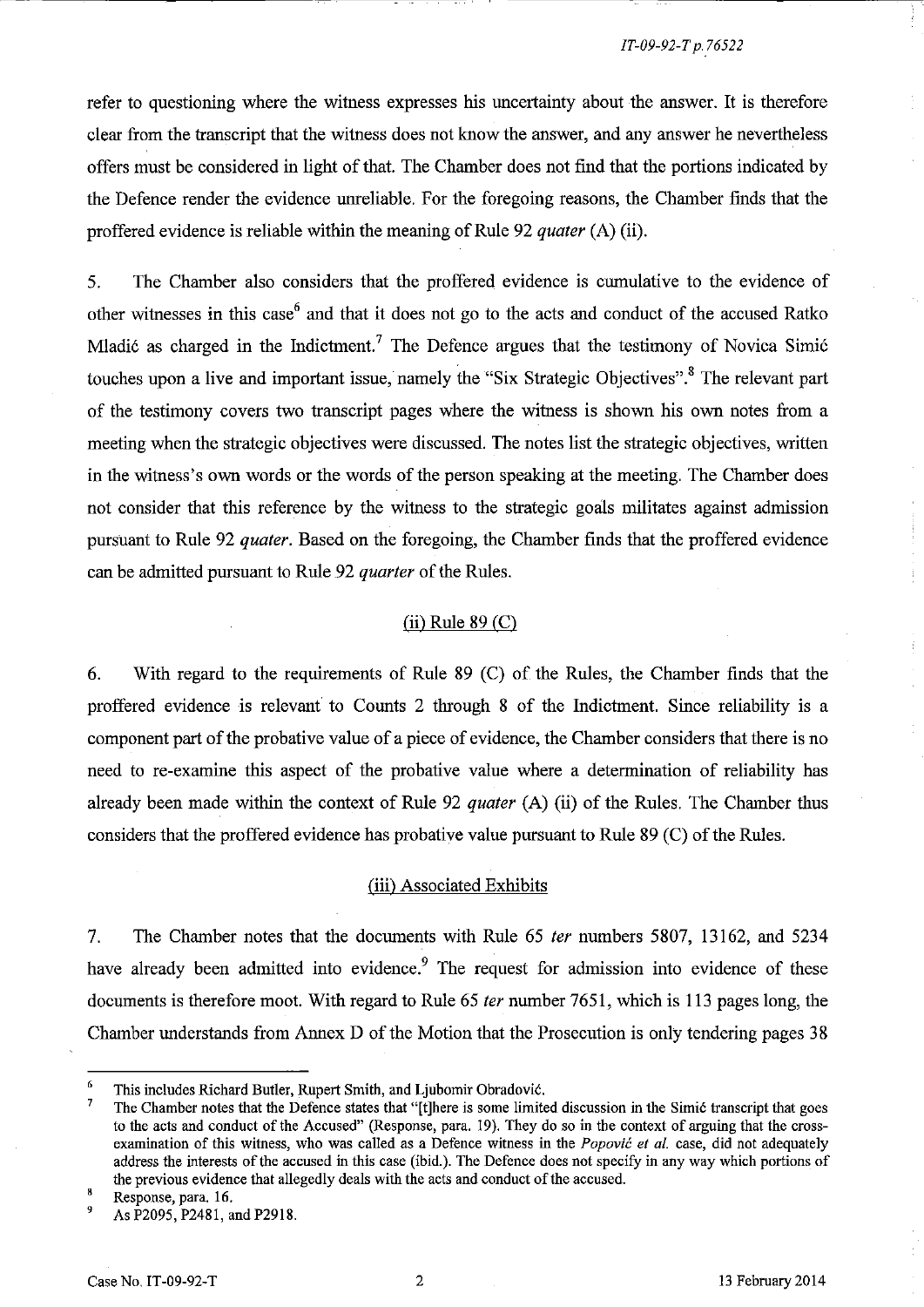refer to questioning where the witness expresses his uncertainty about the answer. It is therefore clear from the transcript that the witness does not know the answer, and any answer he nevertheless offers must be considered in light of that. The Chamber does not find that the portions indicated by the Defence render the evidence unreliable. For the foregoing reasons, the Chamber finds that the proffered evidence is reliable within the meaning of Rule 92 *quater* (A) (ii).

5. The Chamber also considers that the proffered evidence is cumulative to the evidence of other witnesses in this case[6] and that it does not go to the acts and conduct of the accused Ratko Mladić as charged in the Indictment.[7] The Defence argues that the testimony of Novica Simić touches upon a live and important issue, namely the "Six Strategic Objectives".[8] The relevant part of the testimony covers two transcript pages where the witness is shown his own notes from a meeting when the strategic objectives were discussed. The notes list the strategic objectives, written in the witness's own words or the words of the person speaking at the meeting. The Chamber does not consider that this reference by the witness to the strategic goals militates against admission pursuant to Rule 92 *quater*. Based on the foregoing, the Chamber finds that the proffered evidence can be admitted pursuant to Rule 92 *quarter* of the Rules.

### (ii) Rule 89 (C)

6. With regard to the requirements of Rule 89 (C) of the Rules, the Chamber finds that the proffered evidence is relevant to Counts 2 through 8 of the Indictment. Since reliability is a component part of the probative value of a piece of evidence, the Chamber considers that there is no need to re-examine this aspect of the probative value where a determination of reliability has already been made within the context of Rule 92 *quater* (A) (ii) of the Rules. The Chamber thus considers that the proffered evidence has probative value pursuant to Rule 89 (C) of the Rules.

### (iii) Associated Exhibits

7. The Chamber notes that the documents with Rule 65 *ter* numbers 5807, 13162, and 5234 have already been admitted into evidence.[9] The request for admission into evidence of these documents is therefore moot. With regard to Rule 65 *ter* number 7651, which is 113 pages long, the Chamber understands from Annex D of the Motion that the Prosecution is only tendering pages 38

---

[6] This includes Richard Butler, Rupert Smith, and Ljubomir Obradović.

[7] The Chamber notes that the Defence states that "[t]here is some limited discussion in the Simić transcript that goes to the acts and conduct of the Accused" (Response, para. 19). They do so in the context of arguing that the cross-examination of this witness, who was called as a Defence witness in the *Popović et al.* case, did not adequately address the interests of the accused in this case (ibid.). The Defence does not specify in any way which portions of the previous evidence that allegedly deals with the acts and conduct of the accused.

[8] Response, para. 16.

[9] As P2095, P2481, and P2918.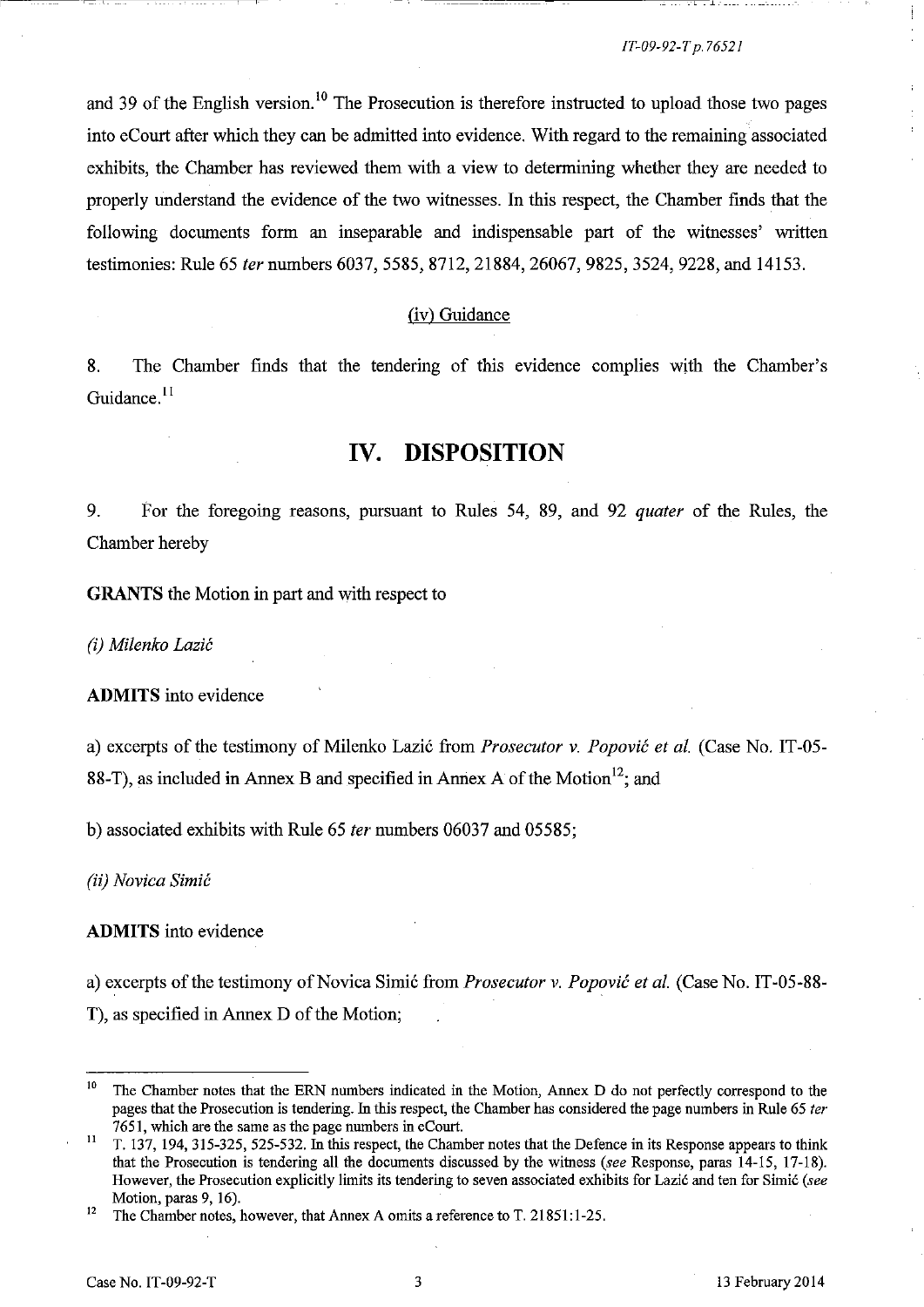and 39 of the English version.[10] The Prosecution is therefore instructed to upload those two pages into eCourt after which they can be admitted into evidence. With regard to the remaining associated exhibits, the Chamber has reviewed them with a view to determining whether they are needed to properly understand the evidence of the two witnesses. In this respect, the Chamber finds that the following documents form an inseparable and indispensable part of the witnesses' written testimonies: Rule 65 *ter* numbers 6037, 5585, 8712, 21884, 26067, 9825, 3524, 9228, and 14153.

### (iv) Guidance

8. The Chamber finds that the tendering of this evidence complies with the Chamber's Guidance.[11]

## IV. DISPOSITION

9. For the foregoing reasons, pursuant to Rules 54, 89, and 92 *quater* of the Rules, the Chamber hereby

**GRANTS** the Motion in part and with respect to

*(i) Milenko Lazić*

**ADMITS** into evidence

a) excerpts of the testimony of Milenko Lazić from *Prosecutor v. Popović et al.* (Case No. IT-05-88-T), as included in Annex B and specified in Annex A of the Motion[12]; and

b) associated exhibits with Rule 65 *ter* numbers 06037 and 05585;

*(ii) Novica Simić*

**ADMITS** into evidence

a) excerpts of the testimony of Novica Simić from *Prosecutor v. Popović et al.* (Case No. IT-05-88-T), as specified in Annex D of the Motion;

---

[10] The Chamber notes that the ERN numbers indicated in the Motion, Annex D do not perfectly correspond to the pages that the Prosecution is tendering. In this respect, the Chamber has considered the page numbers in Rule 65 *ter* 7651, which are the same as the page numbers in eCourt.

[11] T. 137, 194, 315-325, 525-532. In this respect, the Chamber notes that the Defence in its Response appears to think that the Prosecution is tendering all the documents discussed by the witness (*see* Response, paras 14-15, 17-18). However, the Prosecution explicitly limits its tendering to seven associated exhibits for Lazić and ten for Simić (*see* Motion, paras 9, 16).

[12] The Chamber notes, however, that Annex A omits a reference to T. 21851:1-25.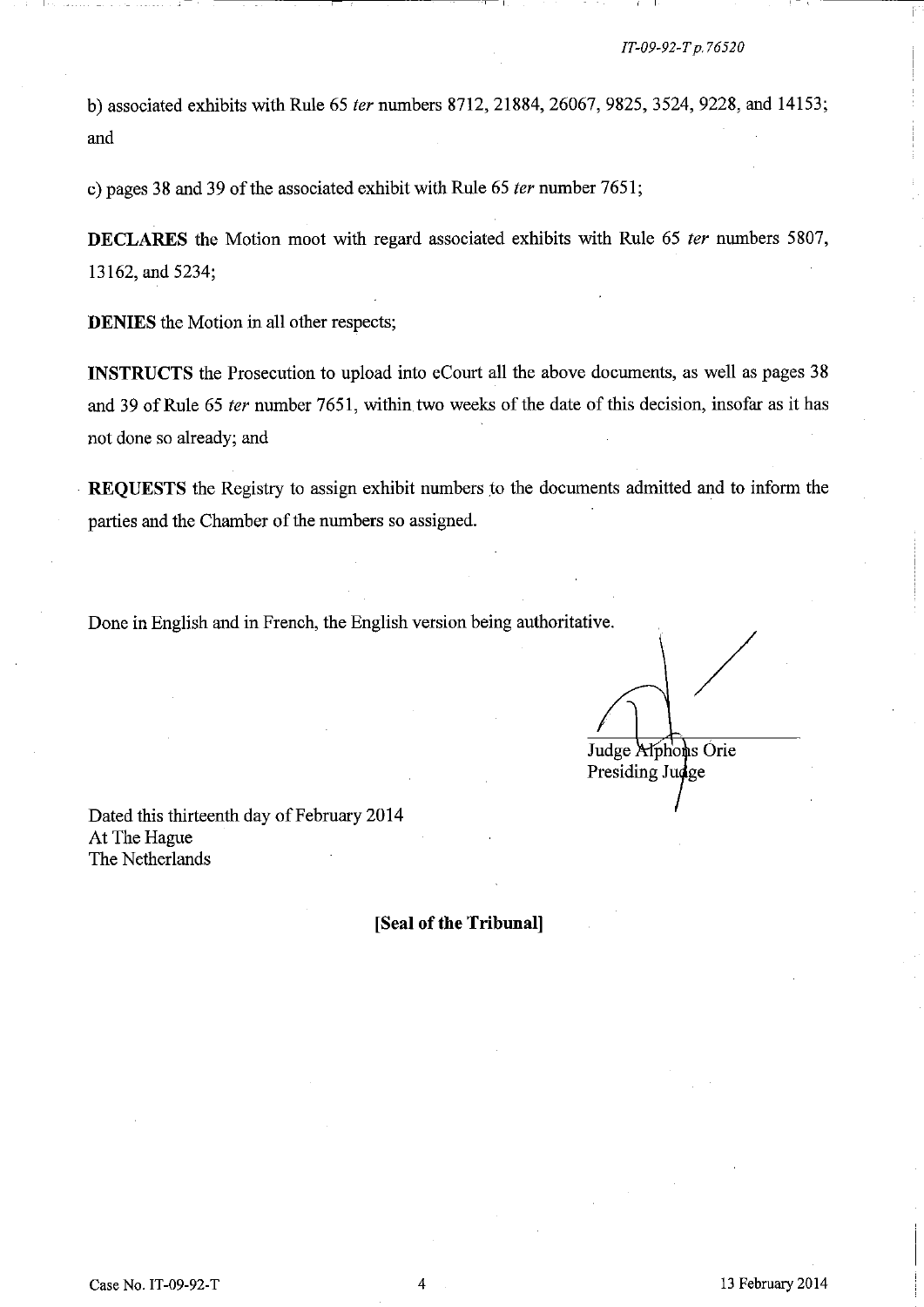b) associated exhibits with Rule 65 *ter* numbers 8712, 21884, 26067, 9825, 3524, 9228, and 14153; and

c) pages 38 and 39 of the associated exhibit with Rule 65 *ter* number 7651;

**DECLARES** the Motion moot with regard associated exhibits with Rule 65 *ter* numbers 5807, 13162, and 5234;

**DENIES** the Motion in all other respects;

**INSTRUCTS** the Prosecution to upload into eCourt all the above documents, as well as pages 38 and 39 of Rule 65 *ter* number 7651, within two weeks of the date of this decision, insofar as it has not done so already; and

**REQUESTS** the Registry to assign exhibit numbers to the documents admitted and to inform the parties and the Chamber of the numbers so assigned.

Done in English and in French, the English version being authoritative.

Judge Alphons Orie
Presiding Judge

Dated this thirteenth day of February 2014
At The Hague
The Netherlands

**[Seal of the Tribunal]**